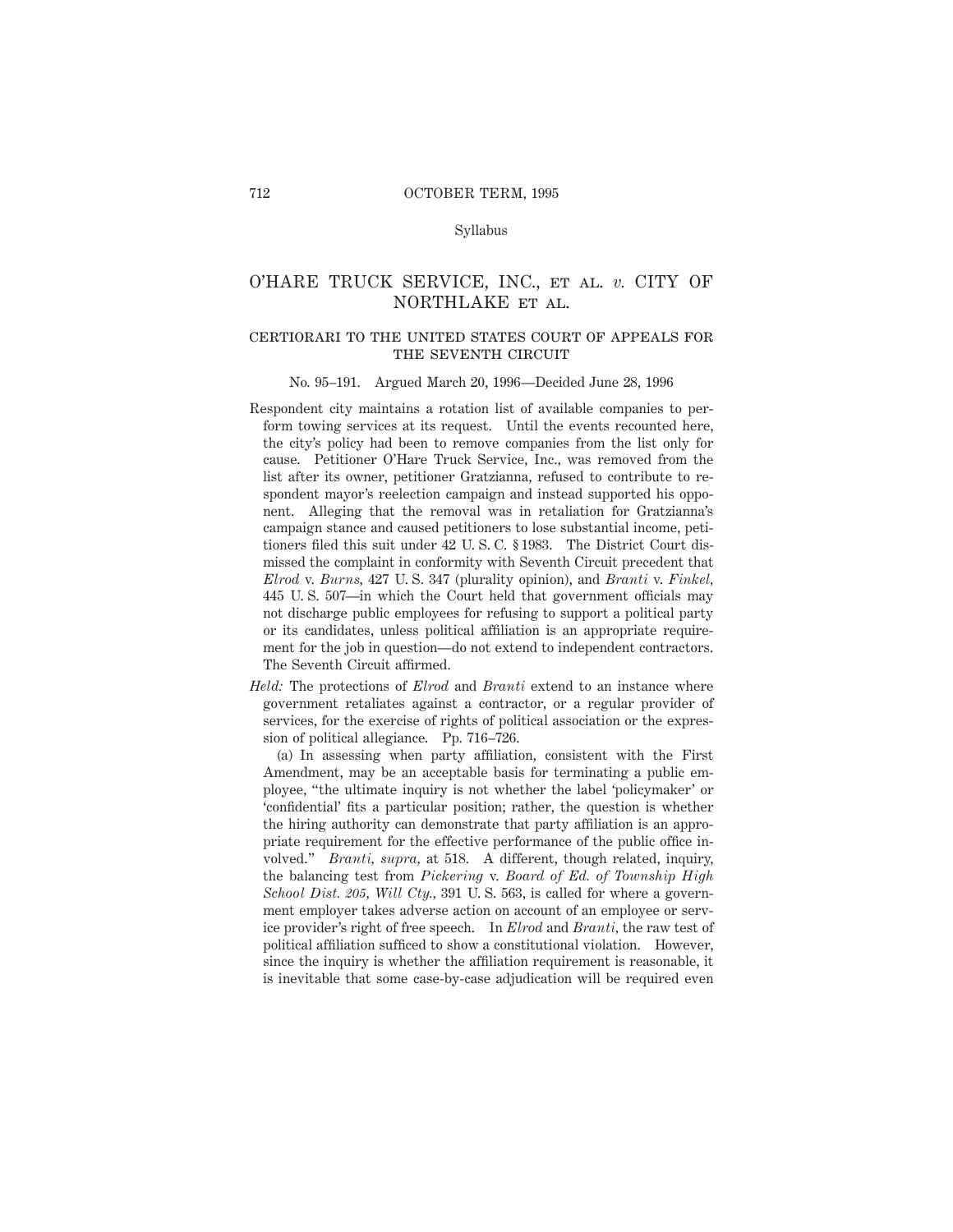Syllabus

# O'HARE TRUCK SERVICE, INC., ET AL. *v.* CITY OF NORTHLAKE ET AL.

## CERTIORARI TO THE UNITED STATES COURT OF APPEALS FOR THE SEVENTH CIRCUIT

No. 95–191. Argued March 20, 1996—Decided June 28, 1996

Respondent city maintains a rotation list of available companies to perform towing services at its request. Until the events recounted here, the city's policy had been to remove companies from the list only for cause. Petitioner O'Hare Truck Service, Inc., was removed from the list after its owner, petitioner Gratzianna, refused to contribute to respondent mayor's reelection campaign and instead supported his opponent. Alleging that the removal was in retaliation for Gratzianna's campaign stance and caused petitioners to lose substantial income, petitioners filed this suit under 42 U. S. C. § 1983. The District Court dismissed the complaint in conformity with Seventh Circuit precedent that *Elrod* v. *Burns,* 427 U. S. 347 (plurality opinion), and *Branti* v. *Finkel,* 445 U. S. 507—in which the Court held that government officials may not discharge public employees for refusing to support a political party or its candidates, unless political affiliation is an appropriate requirement for the job in question—do not extend to independent contractors. The Seventh Circuit affirmed.

*Held:* The protections of *Elrod* and *Branti* extend to an instance where government retaliates against a contractor, or a regular provider of services, for the exercise of rights of political association or the expression of political allegiance. Pp. 716–726.

(a) In assessing when party affiliation, consistent with the First Amendment, may be an acceptable basis for terminating a public employee, "the ultimate inquiry is not whether the label 'policymaker' or 'confidential' fits a particular position; rather, the question is whether the hiring authority can demonstrate that party affiliation is an appropriate requirement for the effective performance of the public office involved." *Branti, supra,* at 518. A different, though related, inquiry, the balancing test from *Pickering* v. *Board of Ed. of Township High School Dist. 205, Will Cty.,* 391 U. S. 563, is called for where a government employer takes adverse action on account of an employee or service provider's right of free speech. In *Elrod* and *Branti,* the raw test of political affiliation sufficed to show a constitutional violation. However, since the inquiry is whether the affiliation requirement is reasonable, it is inevitable that some case-by-case adjudication will be required even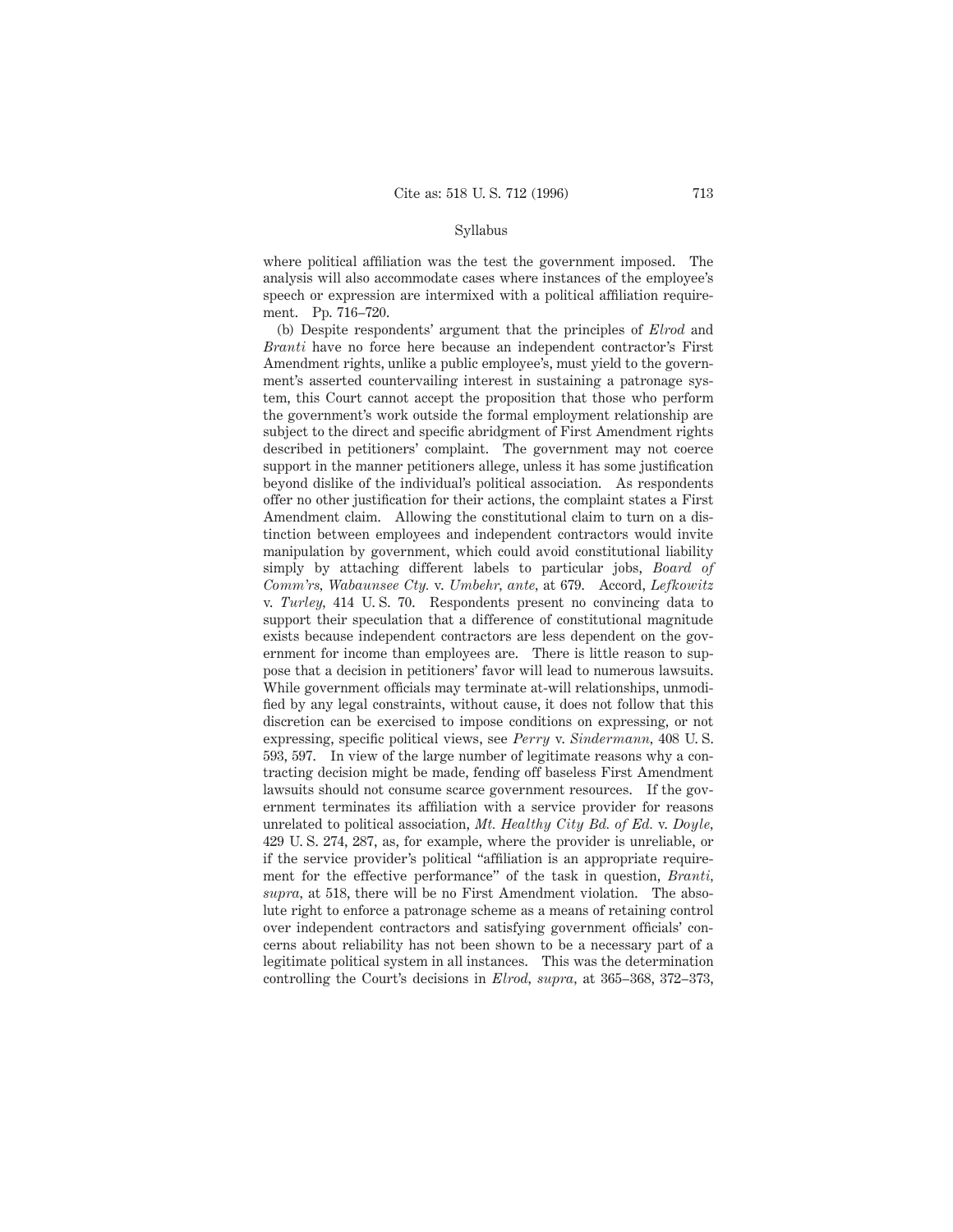where political affiliation was the test the government imposed. The analysis will also accommodate cases where instances of the employee's speech or expression are intermixed with a political affiliation requirement. Pp. 716–720.

(b) Despite respondents' argument that the principles of *Elrod* and *Branti* have no force here because an independent contractor's First Amendment rights, unlike a public employee's, must yield to the government's asserted countervailing interest in sustaining a patronage system, this Court cannot accept the proposition that those who perform the government's work outside the formal employment relationship are subject to the direct and specific abridgment of First Amendment rights described in petitioners' complaint. The government may not coerce support in the manner petitioners allege, unless it has some justification beyond dislike of the individual's political association. As respondents offer no other justification for their actions, the complaint states a First Amendment claim. Allowing the constitutional claim to turn on a distinction between employees and independent contractors would invite manipulation by government, which could avoid constitutional liability simply by attaching different labels to particular jobs, *Board of Comm'rs, Wabaunsee Cty.* v. *Umbehr, ante,* at 679. Accord, *Lefkowitz* v. *Turley,* 414 U. S. 70. Respondents present no convincing data to support their speculation that a difference of constitutional magnitude exists because independent contractors are less dependent on the government for income than employees are. There is little reason to suppose that a decision in petitioners' favor will lead to numerous lawsuits. While government officials may terminate at-will relationships, unmodified by any legal constraints, without cause, it does not follow that this discretion can be exercised to impose conditions on expressing, or not expressing, specific political views, see *Perry* v. *Sindermann,* 408 U. S. 593, 597. In view of the large number of legitimate reasons why a contracting decision might be made, fending off baseless First Amendment lawsuits should not consume scarce government resources. If the government terminates its affiliation with a service provider for reasons unrelated to political association, *Mt. Healthy City Bd. of Ed.* v. *Doyle,* 429 U. S. 274, 287, as, for example, where the provider is unreliable, or if the service provider's political "affiliation is an appropriate requirement for the effective performance" of the task in question, *Branti, supra,* at 518, there will be no First Amendment violation. The absolute right to enforce a patronage scheme as a means of retaining control over independent contractors and satisfying government officials' concerns about reliability has not been shown to be a necessary part of a legitimate political system in all instances. This was the determination controlling the Court's decisions in *Elrod, supra,* at 365–368, 372–373,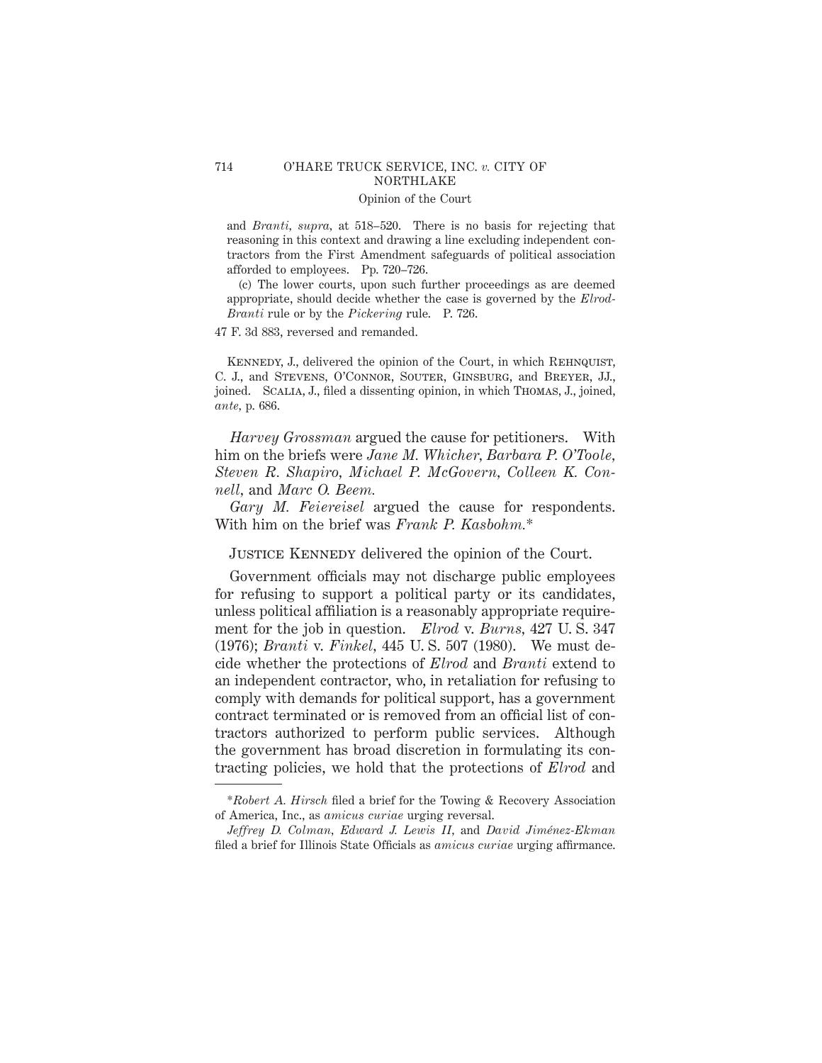and *Branti*, *supra*, at 518–520. There is no basis for rejecting that reasoning in this context and drawing a line excluding independent contractors from the First Amendment safeguards of political association afforded to employees. Pp. 720–726.

(c) The lower courts, upon such further proceedings as are deemed appropriate, should decide whether the case is governed by the *Elrod-Branti* rule or by the *Pickering* rule. P. 726.

47 F. 3d 883, reversed and remanded.

Kennedy, J., delivered the opinion of the Court, in which Rehnquist, C. J., and Stevens, O'Connor, Souter, Ginsburg, and Breyer, JJ., joined. Scalia, J., filed a dissenting opinion, in which Thomas, J., joined, *ante*, p. 686.

*Harvey Grossman* argued the cause for petitioners. With him on the briefs were *Jane M. Whicher*, *Barbara P. O'Toole*, *Steven R. Shapiro*, *Michael P. McGovern*, *Colleen K. Connell*, and *Marc O. Beem.*

*Gary M. Feiereisel* argued the cause for respondents. With him on the brief was *Frank P. Kasbohm.**

Justice Kennedy delivered the opinion of the Court.

Government officials may not discharge public employees for refusing to support a political party or its candidates, unless political affiliation is a reasonably appropriate requirement for the job in question. *Elrod* v. *Burns*, 427 U. S. 347 (1976); *Branti* v. *Finkel*, 445 U. S. 507 (1980). We must decide whether the protections of *Elrod* and *Branti* extend to an independent contractor, who, in retaliation for refusing to comply with demands for political support, has a government contract terminated or is removed from an official list of contractors authorized to perform public services. Although the government has broad discretion in formulating its contracting policies, we hold that the protections of *Elrod* and

---

**Robert A. Hirsch* filed a brief for the Towing & Recovery Association of America, Inc., as *amicus curiae* urging reversal.

*Jeffrey D. Colman*, *Edward J. Lewis II*, and *David Jiménez-Ekman* filed a brief for Illinois State Officials as *amicus curiae* urging affirmance.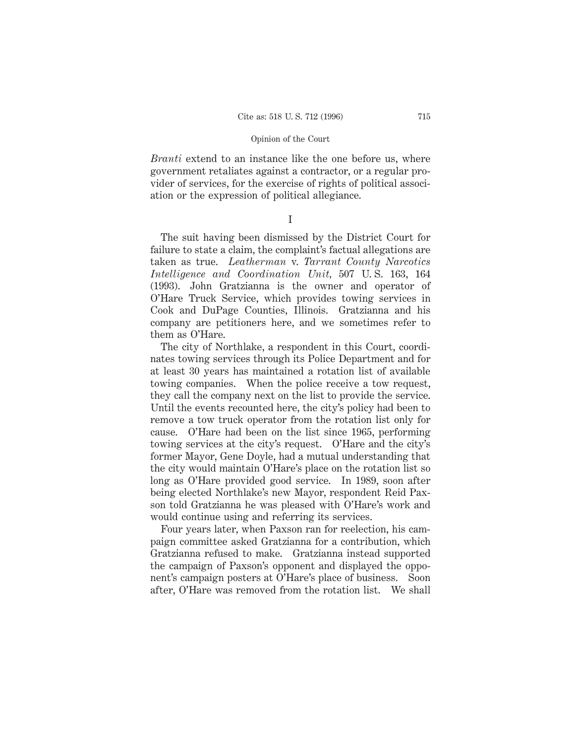*Branti* extend to an instance like the one before us, where government retaliates against a contractor, or a regular provider of services, for the exercise of rights of political association or the expression of political allegiance.

I

The suit having been dismissed by the District Court for failure to state a claim, the complaint's factual allegations are taken as true. *Leatherman* v. *Tarrant County Narcotics Intelligence and Coordination Unit,* 507 U. S. 163, 164 (1993). John Gratzianna is the owner and operator of O'Hare Truck Service, which provides towing services in Cook and DuPage Counties, Illinois. Gratzianna and his company are petitioners here, and we sometimes refer to them as O'Hare.

The city of Northlake, a respondent in this Court, coordinates towing services through its Police Department and for at least 30 years has maintained a rotation list of available towing companies. When the police receive a tow request, they call the company next on the list to provide the service. Until the events recounted here, the city's policy had been to remove a tow truck operator from the rotation list only for cause. O'Hare had been on the list since 1965, performing towing services at the city's request. O'Hare and the city's former Mayor, Gene Doyle, had a mutual understanding that the city would maintain O'Hare's place on the rotation list so long as O'Hare provided good service. In 1989, soon after being elected Northlake's new Mayor, respondent Reid Paxson told Gratzianna he was pleased with O'Hare's work and would continue using and referring its services.

Four years later, when Paxson ran for reelection, his campaign committee asked Gratzianna for a contribution, which Gratzianna refused to make. Gratzianna instead supported the campaign of Paxson's opponent and displayed the opponent's campaign posters at O'Hare's place of business. Soon after, O'Hare was removed from the rotation list. We shall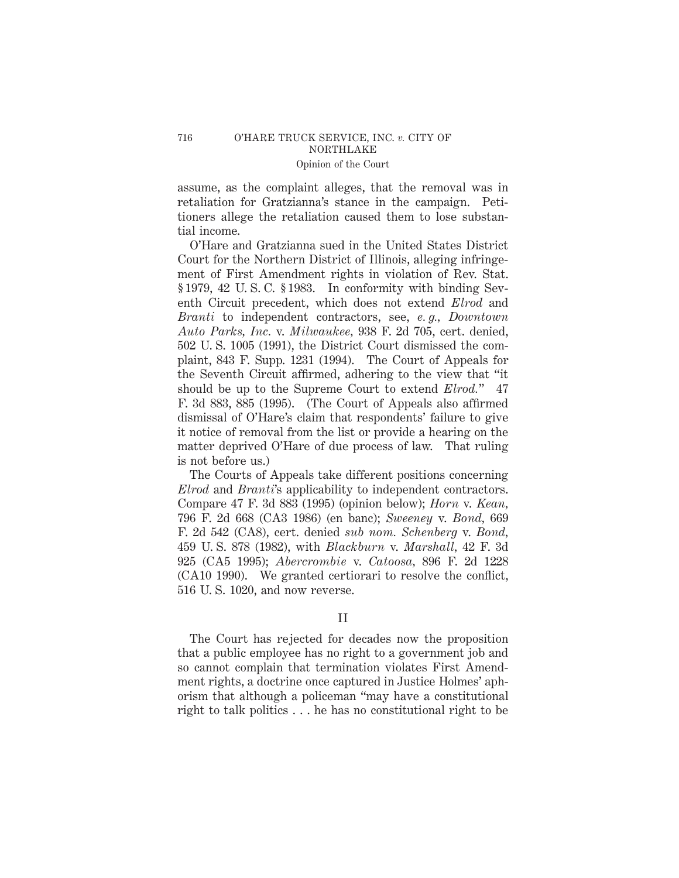assume, as the complaint alleges, that the removal was in retaliation for Gratzianna's stance in the campaign. Petitioners allege the retaliation caused them to lose substantial income.

O'Hare and Gratzianna sued in the United States District Court for the Northern District of Illinois, alleging infringement of First Amendment rights in violation of Rev. Stat. § 1979, 42 U. S. C. § 1983. In conformity with binding Seventh Circuit precedent, which does not extend *Elrod* and *Branti* to independent contractors, see, *e. g.*, *Downtown Auto Parks, Inc.* v. *Milwaukee,* 938 F. 2d 705, cert. denied, 502 U. S. 1005 (1991), the District Court dismissed the complaint, 843 F. Supp. 1231 (1994). The Court of Appeals for the Seventh Circuit affirmed, adhering to the view that "it should be up to the Supreme Court to extend *Elrod.*" 47 F. 3d 883, 885 (1995). (The Court of Appeals also affirmed dismissal of O'Hare's claim that respondents' failure to give it notice of removal from the list or provide a hearing on the matter deprived O'Hare of due process of law. That ruling is not before us.)

The Courts of Appeals take different positions concerning *Elrod* and *Branti*'s applicability to independent contractors. Compare 47 F. 3d 883 (1995) (opinion below); *Horn* v. *Kean,* 796 F. 2d 668 (CA3 1986) (en banc); *Sweeney* v. *Bond,* 669 F. 2d 542 (CA8), cert. denied *sub nom. Schenberg* v. *Bond,* 459 U. S. 878 (1982), with *Blackburn* v. *Marshall,* 42 F. 3d 925 (CA5 1995); *Abercrombie* v. *Catoosa,* 896 F. 2d 1228 (CA10 1990). We granted certiorari to resolve the conflict, 516 U. S. 1020, and now reverse.

## II

The Court has rejected for decades now the proposition that a public employee has no right to a government job and so cannot complain that termination violates First Amendment rights, a doctrine once captured in Justice Holmes' aphorism that although a policeman "may have a constitutional right to talk politics . . . he has no constitutional right to be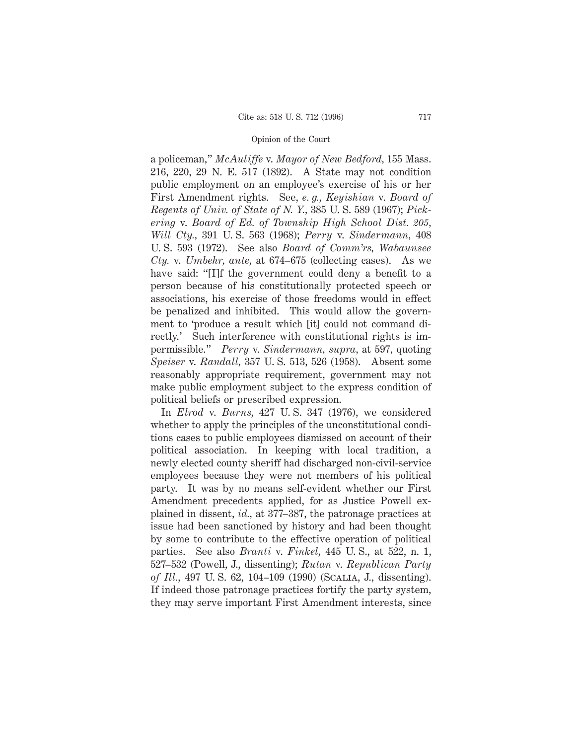a policeman," *McAuliffe* v. *Mayor of New Bedford*, 155 Mass. 216, 220, 29 N. E. 517 (1892). A State may not condition public employment on an employee's exercise of his or her First Amendment rights. See, *e. g.*, *Keyishian* v. *Board of Regents of Univ. of State of N. Y.*, 385 U. S. 589 (1967); *Pickering* v. *Board of Ed. of Township High School Dist. 205, Will Cty.*, 391 U. S. 563 (1968); *Perry* v. *Sindermann*, 408 U. S. 593 (1972). See also *Board of Comm'rs, Wabaunsee Cty.* v. *Umbehr*, *ante*, at 674–675 (collecting cases). As we have said: "[I]f the government could deny a benefit to a person because of his constitutionally protected speech or associations, his exercise of those freedoms would in effect be penalized and inhibited. This would allow the government to 'produce a result which [it] could not command directly.' Such interference with constitutional rights is impermissible." *Perry* v. *Sindermann*, *supra*, at 597, quoting *Speiser* v. *Randall*, 357 U. S. 513, 526 (1958). Absent some reasonably appropriate requirement, government may not make public employment subject to the express condition of political beliefs or prescribed expression.

In *Elrod* v. *Burns*, 427 U. S. 347 (1976), we considered whether to apply the principles of the unconstitutional conditions cases to public employees dismissed on account of their political association. In keeping with local tradition, a newly elected county sheriff had discharged non-civil-service employees because they were not members of his political party. It was by no means self-evident whether our First Amendment precedents applied, for as Justice Powell explained in dissent, *id.*, at 377–387, the patronage practices at issue had been sanctioned by history and had been thought by some to contribute to the effective operation of political parties. See also *Branti* v. *Finkel*, 445 U. S., at 522, n. 1, 527–532 (Powell, J., dissenting); *Rutan* v. *Republican Party of Ill.*, 497 U. S. 62, 104–109 (1990) (Scalia, J., dissenting). If indeed those patronage practices fortify the party system, they may serve important First Amendment interests, since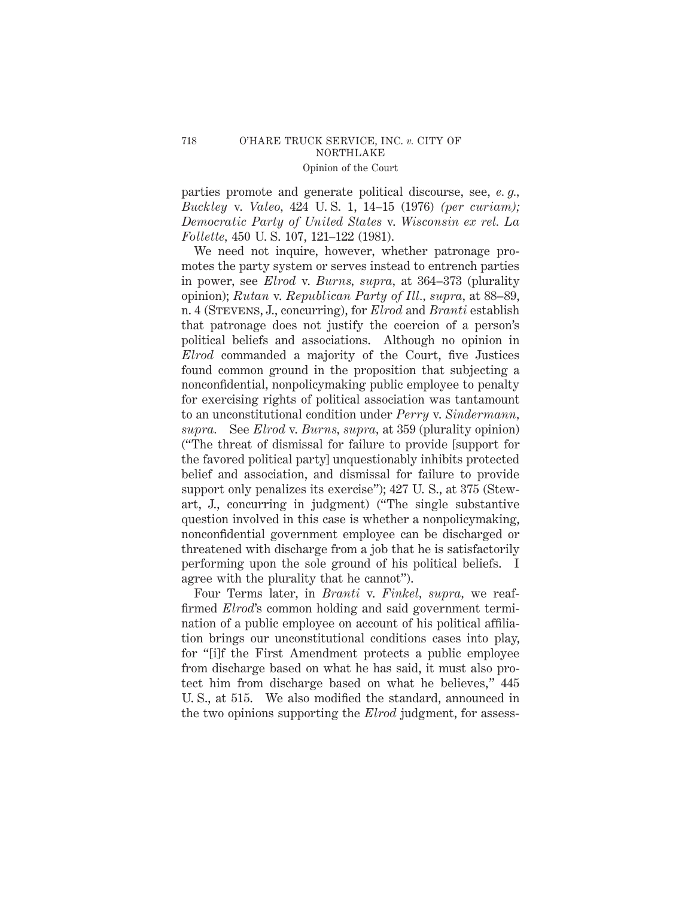parties promote and generate political discourse, see, *e. g.*, *Buckley* v. *Valeo*, 424 U. S. 1, 14–15 (1976) *(per curiam)*; *Democratic Party of United States* v. *Wisconsin ex rel. La Follette*, 450 U. S. 107, 121–122 (1981).

We need not inquire, however, whether patronage promotes the party system or serves instead to entrench parties in power, see *Elrod* v. *Burns*, *supra*, at 364–373 (plurality opinion); *Rutan* v. *Republican Party of Ill.*, *supra*, at 88–89, n. 4 (Stevens, J., concurring), for *Elrod* and *Branti* establish that patronage does not justify the coercion of a person's political beliefs and associations. Although no opinion in *Elrod* commanded a majority of the Court, five Justices found common ground in the proposition that subjecting a nonconfidential, nonpolicymaking public employee to penalty for exercising rights of political association was tantamount to an unconstitutional condition under *Perry* v. *Sindermann*, *supra*. See *Elrod* v. *Burns*, *supra*, at 359 (plurality opinion) ("The threat of dismissal for failure to provide [support for the favored political party] unquestionably inhibits protected belief and association, and dismissal for failure to provide support only penalizes its exercise"); 427 U. S., at 375 (Stewart, J., concurring in judgment) ("The single substantive question involved in this case is whether a nonpolicymaking, nonconfidential government employee can be discharged or threatened with discharge from a job that he is satisfactorily performing upon the sole ground of his political beliefs. I agree with the plurality that he cannot").

Four Terms later, in *Branti* v. *Finkel*, *supra*, we reaffirmed *Elrod*'s common holding and said government termination of a public employee on account of his political affiliation brings our unconstitutional conditions cases into play, for "[i]f the First Amendment protects a public employee from discharge based on what he has said, it must also protect him from discharge based on what he believes," 445 U. S., at 515. We also modified the standard, announced in the two opinions supporting the *Elrod* judgment, for assess-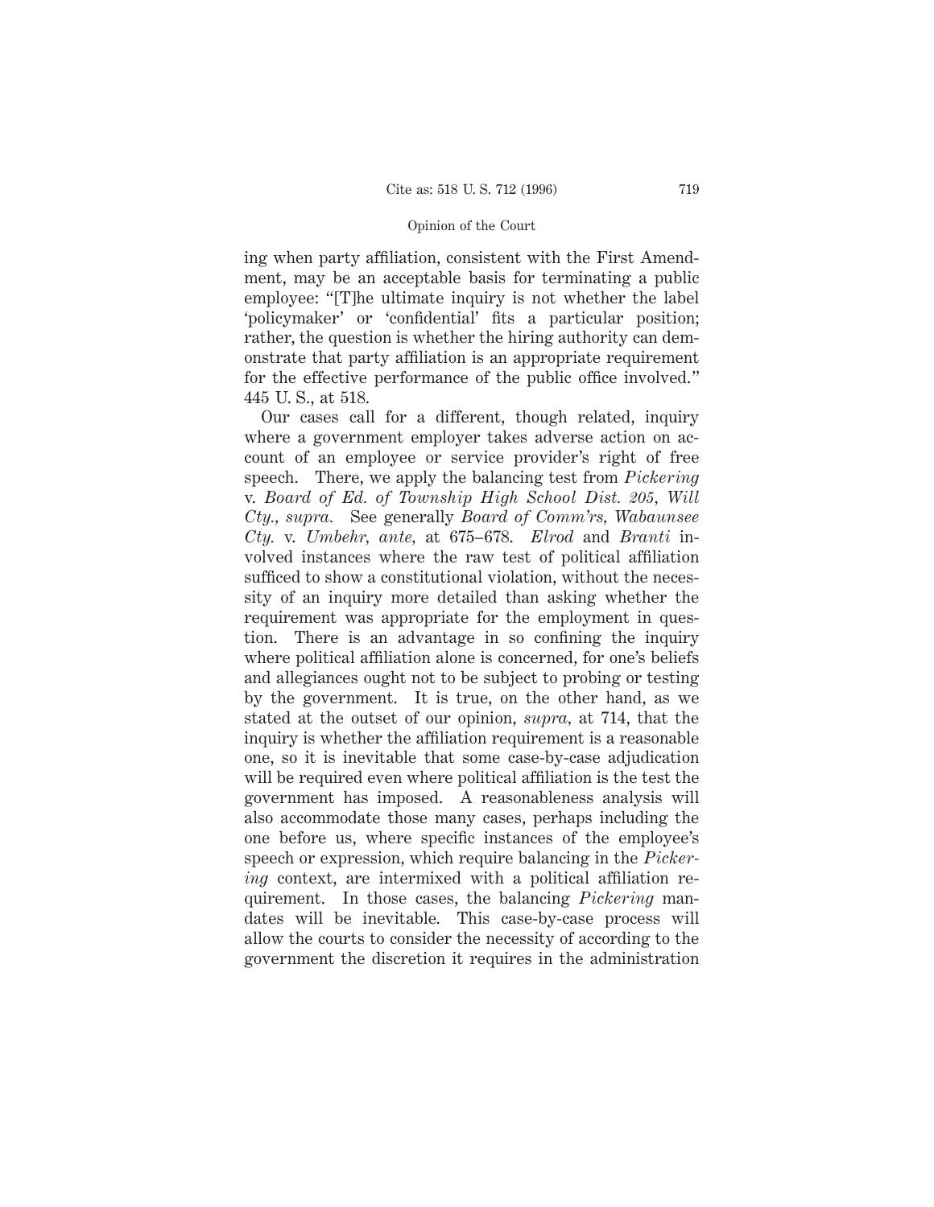ing when party affiliation, consistent with the First Amendment, may be an acceptable basis for terminating a public employee: "[T]he ultimate inquiry is not whether the label 'policymaker' or 'confidential' fits a particular position; rather, the question is whether the hiring authority can demonstrate that party affiliation is an appropriate requirement for the effective performance of the public office involved." 445 U. S., at 518.

Our cases call for a different, though related, inquiry where a government employer takes adverse action on account of an employee or service provider's right of free speech. There, we apply the balancing test from *Pickering* v. *Board of Ed. of Township High School Dist. 205, Will Cty., supra.* See generally *Board of Comm'rs, Wabaunsee Cty.* v. *Umbehr, ante,* at 675–678. *Elrod* and *Branti* involved instances where the raw test of political affiliation sufficed to show a constitutional violation, without the necessity of an inquiry more detailed than asking whether the requirement was appropriate for the employment in question. There is an advantage in so confining the inquiry where political affiliation alone is concerned, for one's beliefs and allegiances ought not to be subject to probing or testing by the government. It is true, on the other hand, as we stated at the outset of our opinion, *supra,* at 714, that the inquiry is whether the affiliation requirement is a reasonable one, so it is inevitable that some case-by-case adjudication will be required even where political affiliation is the test the government has imposed. A reasonableness analysis will also accommodate those many cases, perhaps including the one before us, where specific instances of the employee's speech or expression, which require balancing in the *Pickering* context, are intermixed with a political affiliation requirement. In those cases, the balancing *Pickering* mandates will be inevitable. This case-by-case process will allow the courts to consider the necessity of according to the government the discretion it requires in the administration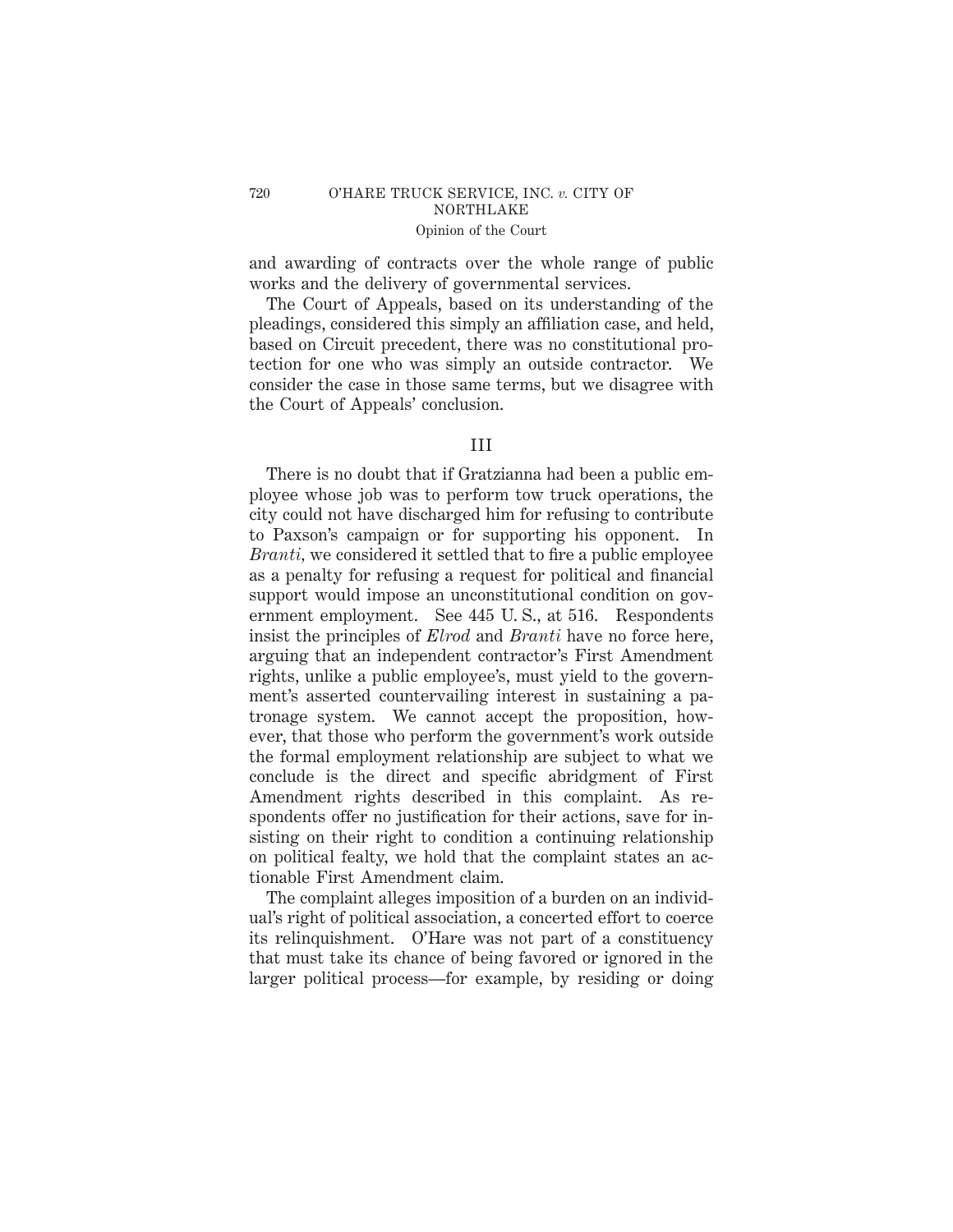and awarding of contracts over the whole range of public works and the delivery of governmental services.

The Court of Appeals, based on its understanding of the pleadings, considered this simply an affiliation case, and held, based on Circuit precedent, there was no constitutional protection for one who was simply an outside contractor. We consider the case in those same terms, but we disagree with the Court of Appeals' conclusion.

## III

There is no doubt that if Gratzianna had been a public employee whose job was to perform tow truck operations, the city could not have discharged him for refusing to contribute to Paxson's campaign or for supporting his opponent. In *Branti*, we considered it settled that to fire a public employee as a penalty for refusing a request for political and financial support would impose an unconstitutional condition on government employment. See 445 U. S., at 516. Respondents insist the principles of *Elrod* and *Branti* have no force here, arguing that an independent contractor's First Amendment rights, unlike a public employee's, must yield to the government's asserted countervailing interest in sustaining a patronage system. We cannot accept the proposition, however, that those who perform the government's work outside the formal employment relationship are subject to what we conclude is the direct and specific abridgment of First Amendment rights described in this complaint. As respondents offer no justification for their actions, save for insisting on their right to condition a continuing relationship on political fealty, we hold that the complaint states an actionable First Amendment claim.

The complaint alleges imposition of a burden on an individual's right of political association, a concerted effort to coerce its relinquishment. O'Hare was not part of a constituency that must take its chance of being favored or ignored in the larger political process—for example, by residing or doing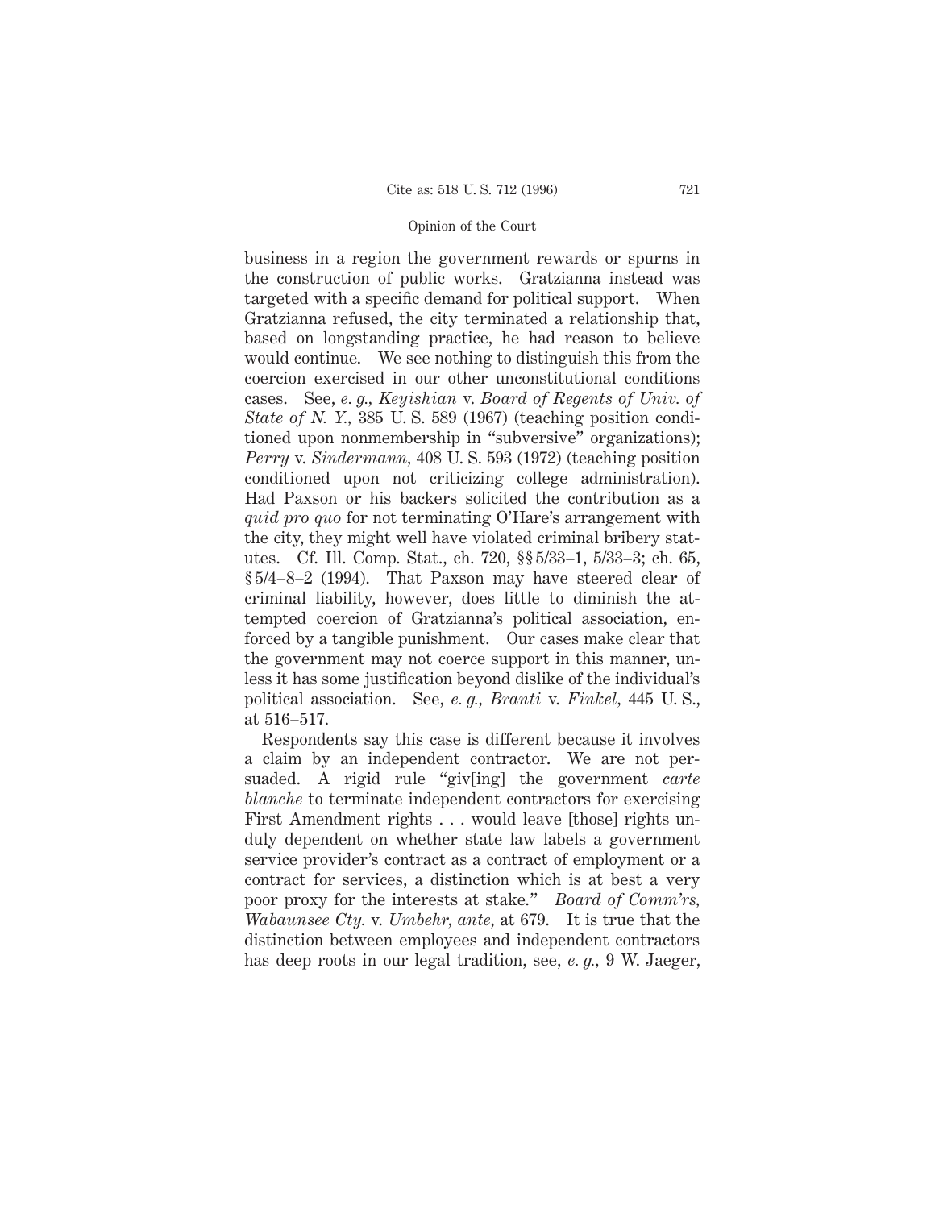business in a region the government rewards or spurns in the construction of public works. Gratzianna instead was targeted with a specific demand for political support. When Gratzianna refused, the city terminated a relationship that, based on longstanding practice, he had reason to believe would continue. We see nothing to distinguish this from the coercion exercised in our other unconstitutional conditions cases. See, *e. g., Keyishian* v. *Board of Regents of Univ. of State of N. Y.,* 385 U. S. 589 (1967) (teaching position conditioned upon nonmembership in "subversive" organizations); *Perry* v. *Sindermann,* 408 U. S. 593 (1972) (teaching position conditioned upon not criticizing college administration). Had Paxson or his backers solicited the contribution as a *quid pro quo* for not terminating O'Hare's arrangement with the city, they might well have violated criminal bribery statutes. Cf. Ill. Comp. Stat., ch. 720, §§ 5/33–1, 5/33–3; ch. 65, § 5/4–8–2 (1994). That Paxson may have steered clear of criminal liability, however, does little to diminish the attempted coercion of Gratzianna's political association, enforced by a tangible punishment. Our cases make clear that the government may not coerce support in this manner, unless it has some justification beyond dislike of the individual's political association. See, *e. g., Branti* v. *Finkel,* 445 U. S., at 516–517.

Respondents say this case is different because it involves a claim by an independent contractor. We are not persuaded. A rigid rule "giv[ing] the government *carte blanche* to terminate independent contractors for exercising First Amendment rights . . . would leave [those] rights unduly dependent on whether state law labels a government service provider's contract as a contract of employment or a contract for services, a distinction which is at best a very poor proxy for the interests at stake." *Board of Comm'rs, Wabaunsee Cty.* v. *Umbehr, ante,* at 679. It is true that the distinction between employees and independent contractors has deep roots in our legal tradition, see, *e. g.,* 9 W. Jaeger,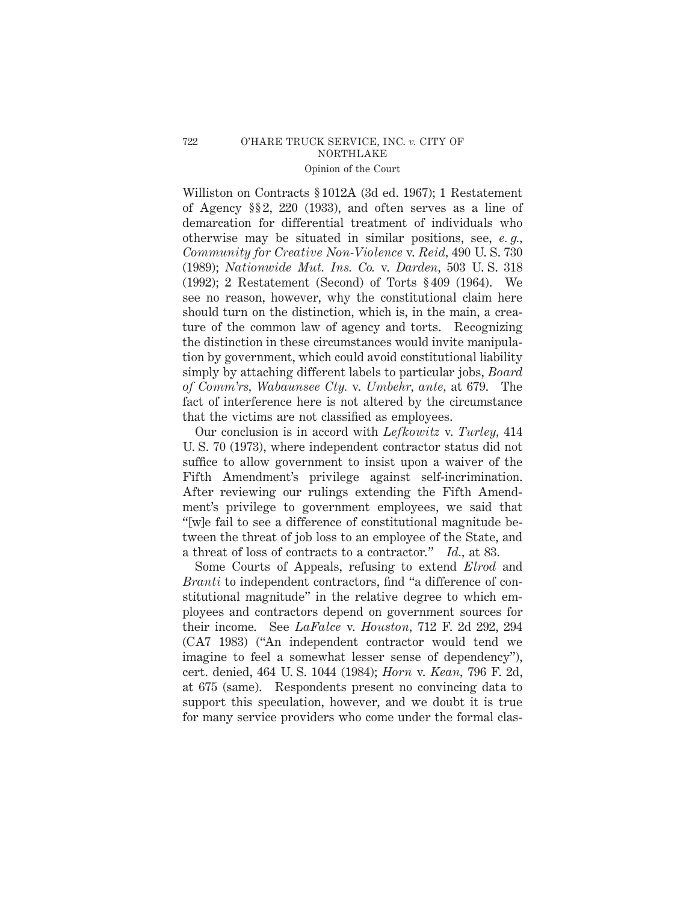Williston on Contracts § 1012A (3d ed. 1967); 1 Restatement of Agency §§ 2, 220 (1933), and often serves as a line of demarcation for differential treatment of individuals who otherwise may be situated in similar positions, see, *e. g., Community for Creative Non-Violence* v. *Reid,* 490 U. S. 730 (1989); *Nationwide Mut. Ins. Co.* v. *Darden,* 503 U. S. 318 (1992); 2 Restatement (Second) of Torts § 409 (1964). We see no reason, however, why the constitutional claim here should turn on the distinction, which is, in the main, a creature of the common law of agency and torts. Recognizing the distinction in these circumstances would invite manipulation by government, which could avoid constitutional liability simply by attaching different labels to particular jobs, *Board of Comm'rs, Wabaunsee Cty.* v. *Umbehr, ante,* at 679. The fact of interference here is not altered by the circumstance that the victims are not classified as employees.

Our conclusion is in accord with *Lefkowitz* v. *Turley,* 414 U. S. 70 (1973), where independent contractor status did not suffice to allow government to insist upon a waiver of the Fifth Amendment's privilege against self-incrimination. After reviewing our rulings extending the Fifth Amendment's privilege to government employees, we said that "[w]e fail to see a difference of constitutional magnitude between the threat of job loss to an employee of the State, and a threat of loss of contracts to a contractor." *Id.,* at 83.

Some Courts of Appeals, refusing to extend *Elrod* and *Branti* to independent contractors, find "a difference of constitutional magnitude" in the relative degree to which employees and contractors depend on government sources for their income. See *LaFalce* v. *Houston,* 712 F. 2d 292, 294 (CA7 1983) ("An independent contractor would tend we imagine to feel a somewhat lesser sense of dependency"), cert. denied, 464 U. S. 1044 (1984); *Horn* v. *Kean,* 796 F. 2d, at 675 (same). Respondents present no convincing data to support this speculation, however, and we doubt it is true for many service providers who come under the formal clas-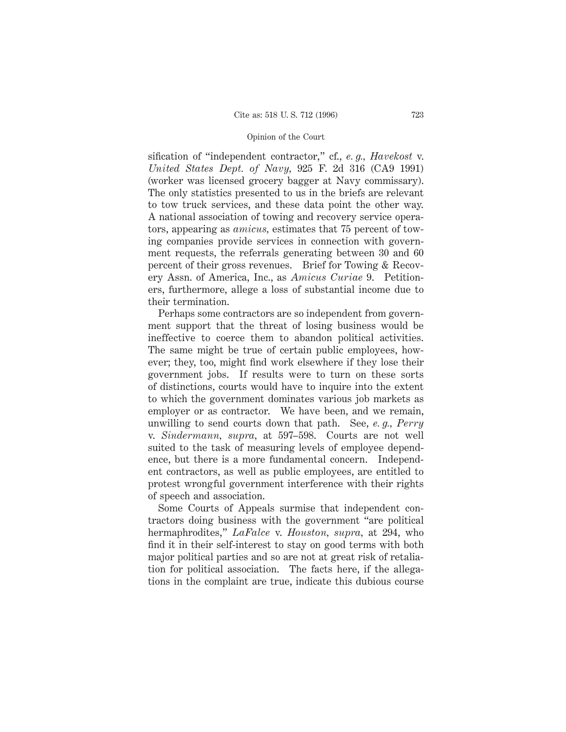sification of "independent contractor," cf., *e. g., Havekost* v. *United States Dept. of Navy,* 925 F. 2d 316 (CA9 1991) (worker was licensed grocery bagger at Navy commissary). The only statistics presented to us in the briefs are relevant to tow truck services, and these data point the other way. A national association of towing and recovery service operators, appearing as *amicus,* estimates that 75 percent of towing companies provide services in connection with government requests, the referrals generating between 30 and 60 percent of their gross revenues. Brief for Towing & Recovery Assn. of America, Inc., as *Amicus Curiae* 9. Petitioners, furthermore, allege a loss of substantial income due to their termination.

Perhaps some contractors are so independent from government support that the threat of losing business would be ineffective to coerce them to abandon political activities. The same might be true of certain public employees, however; they, too, might find work elsewhere if they lose their government jobs. If results were to turn on these sorts of distinctions, courts would have to inquire into the extent to which the government dominates various job markets as employer or as contractor. We have been, and we remain, unwilling to send courts down that path. See, *e. g., Perry* v. *Sindermann, supra,* at 597–598. Courts are not well suited to the task of measuring levels of employee dependence, but there is a more fundamental concern. Independent contractors, as well as public employees, are entitled to protest wrongful government interference with their rights of speech and association.

Some Courts of Appeals surmise that independent contractors doing business with the government "are political hermaphrodites," *LaFalce* v. *Houston, supra,* at 294, who find it in their self-interest to stay on good terms with both major political parties and so are not at great risk of retaliation for political association. The facts here, if the allegations in the complaint are true, indicate this dubious course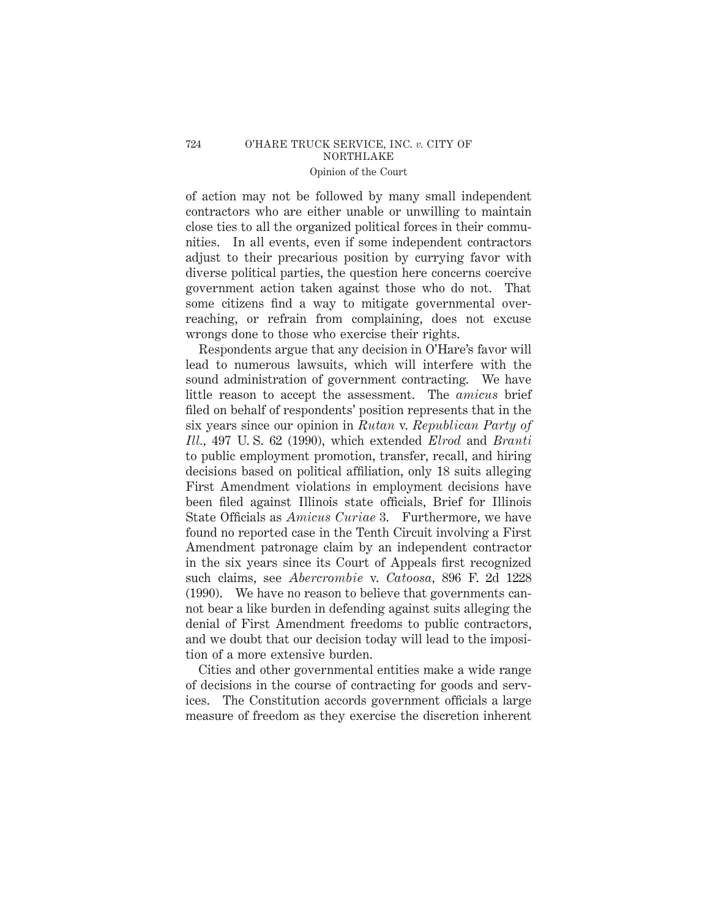of action may not be followed by many small independent contractors who are either unable or unwilling to maintain close ties to all the organized political forces in their communities. In all events, even if some independent contractors adjust to their precarious position by currying favor with diverse political parties, the question here concerns coercive government action taken against those who do not. That some citizens find a way to mitigate governmental overreaching, or refrain from complaining, does not excuse wrongs done to those who exercise their rights.

Respondents argue that any decision in O'Hare's favor will lead to numerous lawsuits, which will interfere with the sound administration of government contracting. We have little reason to accept the assessment. The *amicus* brief filed on behalf of respondents' position represents that in the six years since our opinion in *Rutan* v. *Republican Party of Ill.*, 497 U. S. 62 (1990), which extended *Elrod* and *Branti* to public employment promotion, transfer, recall, and hiring decisions based on political affiliation, only 18 suits alleging First Amendment violations in employment decisions have been filed against Illinois state officials, Brief for Illinois State Officials as *Amicus Curiae* 3. Furthermore, we have found no reported case in the Tenth Circuit involving a First Amendment patronage claim by an independent contractor in the six years since its Court of Appeals first recognized such claims, see *Abercrombie* v. *Catoosa*, 896 F. 2d 1228 (1990). We have no reason to believe that governments cannot bear a like burden in defending against suits alleging the denial of First Amendment freedoms to public contractors, and we doubt that our decision today will lead to the imposition of a more extensive burden.

Cities and other governmental entities make a wide range of decisions in the course of contracting for goods and services. The Constitution accords government officials a large measure of freedom as they exercise the discretion inherent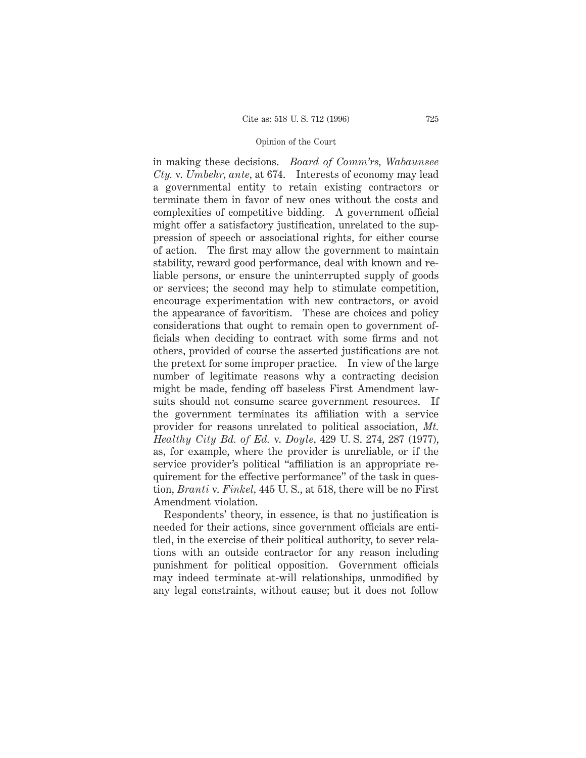in making these decisions. *Board of Comm'rs, Wabaunsee Cty.* v. *Umbehr, ante,* at 674. Interests of economy may lead a governmental entity to retain existing contractors or terminate them in favor of new ones without the costs and complexities of competitive bidding. A government official might offer a satisfactory justification, unrelated to the suppression of speech or associational rights, for either course of action. The first may allow the government to maintain stability, reward good performance, deal with known and reliable persons, or ensure the uninterrupted supply of goods or services; the second may help to stimulate competition, encourage experimentation with new contractors, or avoid the appearance of favoritism. These are choices and policy considerations that ought to remain open to government officials when deciding to contract with some firms and not others, provided of course the asserted justifications are not the pretext for some improper practice. In view of the large number of legitimate reasons why a contracting decision might be made, fending off baseless First Amendment lawsuits should not consume scarce government resources. If the government terminates its affiliation with a service provider for reasons unrelated to political association, *Mt. Healthy City Bd. of Ed.* v. *Doyle,* 429 U. S. 274, 287 (1977), as, for example, where the provider is unreliable, or if the service provider's political "affiliation is an appropriate requirement for the effective performance" of the task in question, *Branti* v. *Finkel,* 445 U. S., at 518, there will be no First Amendment violation.

Respondents' theory, in essence, is that no justification is needed for their actions, since government officials are entitled, in the exercise of their political authority, to sever relations with an outside contractor for any reason including punishment for political opposition. Government officials may indeed terminate at-will relationships, unmodified by any legal constraints, without cause; but it does not follow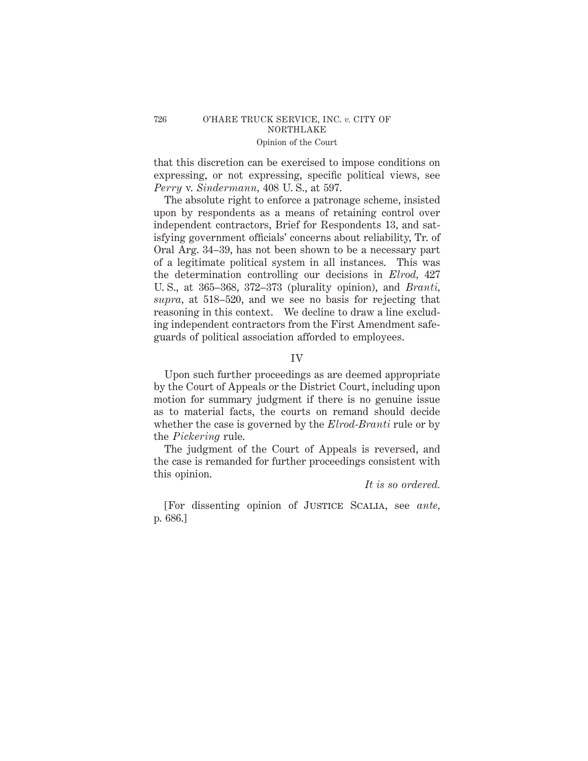that this discretion can be exercised to impose conditions on expressing, or not expressing, specific political views, see *Perry* v. *Sindermann,* 408 U. S., at 597.

The absolute right to enforce a patronage scheme, insisted upon by respondents as a means of retaining control over independent contractors, Brief for Respondents 13, and satisfying government officials' concerns about reliability, Tr. of Oral Arg. 34–39, has not been shown to be a necessary part of a legitimate political system in all instances. This was the determination controlling our decisions in *Elrod,* 427 U. S., at 365–368, 372–373 (plurality opinion), and *Branti, supra,* at 518–520, and we see no basis for rejecting that reasoning in this context. We decline to draw a line excluding independent contractors from the First Amendment safeguards of political association afforded to employees.

## IV

Upon such further proceedings as are deemed appropriate by the Court of Appeals or the District Court, including upon motion for summary judgment if there is no genuine issue as to material facts, the courts on remand should decide whether the case is governed by the *Elrod-Branti* rule or by the *Pickering* rule.

The judgment of the Court of Appeals is reversed, and the case is remanded for further proceedings consistent with this opinion.

*It is so ordered.*

[For dissenting opinion of Justice Scalia, see *ante,* p. 686.]